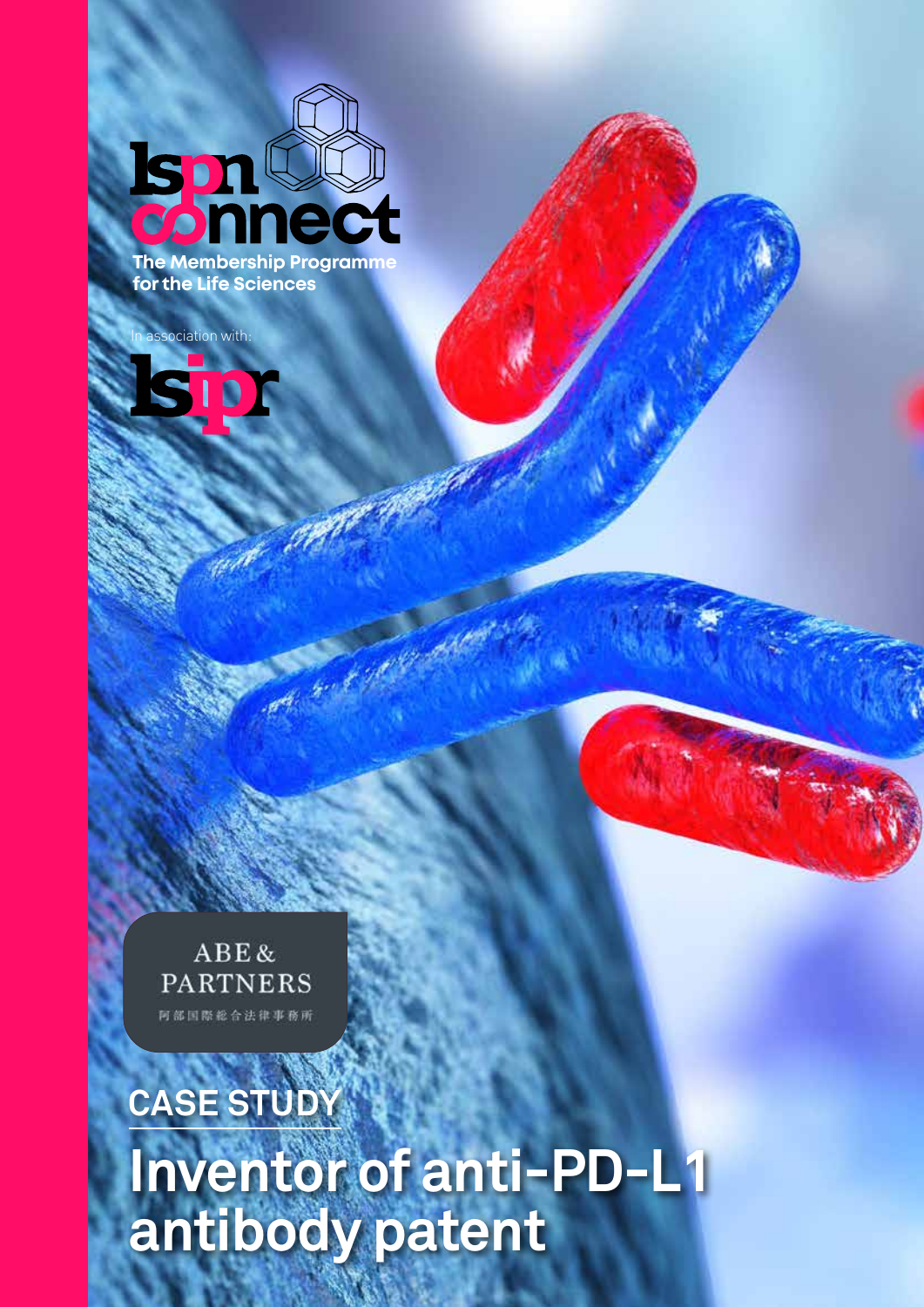lspn connect

The Membership Programme for the Life Sciences

In association with:

lsipr

ABE & PARTNERS

阿部国際総合法律事務所

CASE STUDY

# Inventor of anti-PD-L1 antibody patent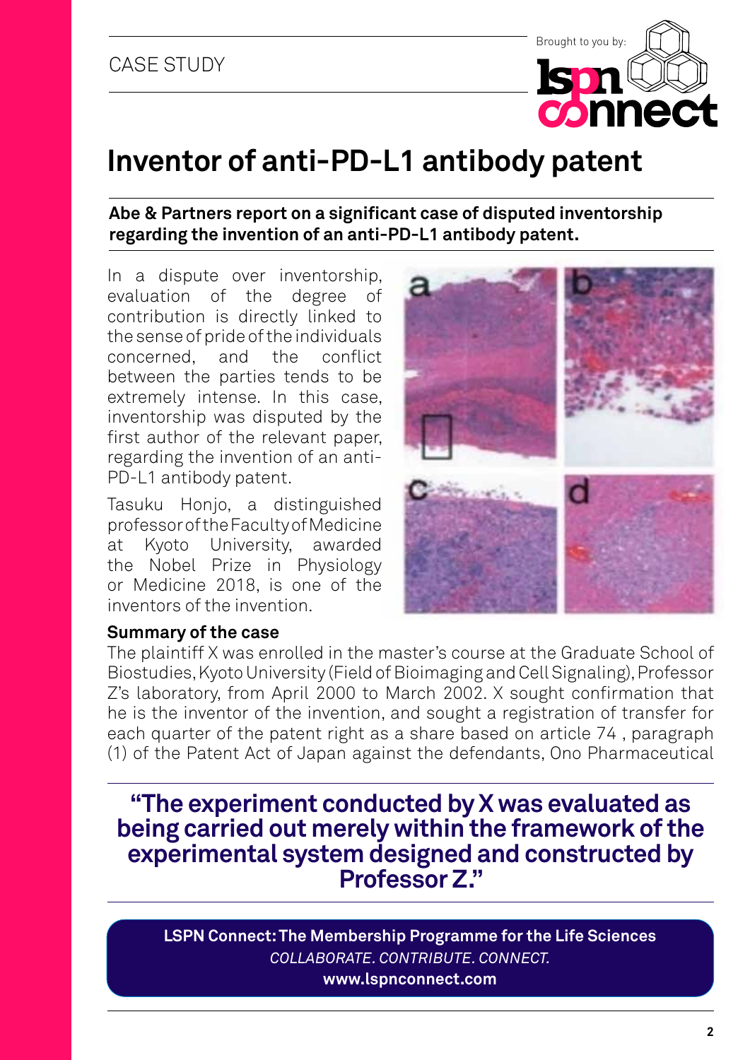CASE STUDY

Brought to you by: lspn connect

# Inventor of anti-PD-L1 antibody patent

**Abe & Partners report on a significant case of disputed inventorship regarding the invention of an anti-PD-L1 antibody patent.**

In a dispute over inventorship, evaluation of the degree of contribution is directly linked to the sense of pride of the individuals concerned, and the conflict between the parties tends to be extremely intense. In this case, inventorship was disputed by the first author of the relevant paper, regarding the invention of an anti-PD-L1 antibody patent.

Tasuku Honjo, a distinguished professor of the Faculty of Medicine at Kyoto University, awarded the Nobel Prize in Physiology or Medicine 2018, is one of the inventors of the invention.

## Summary of the case

The plaintiff X was enrolled in the master's course at the Graduate School of Biostudies, Kyoto University (Field of Bioimaging and Cell Signaling), Professor Z's laboratory, from April 2000 to March 2002. X sought confirmation that he is the inventor of the invention, and sought a registration of transfer for each quarter of the patent right as a share based on article 74 , paragraph (1) of the Patent Act of Japan against the defendants, Ono Pharmaceutical

> **"The experiment conducted by X was evaluated as being carried out merely within the framework of the experimental system designed and constructed by Professor Z."**

**LSPN Connect: The Membership Programme for the Life Sciences**
*COLLABORATE. CONTRIBUTE. CONNECT.*
**www.lspnconnect.com**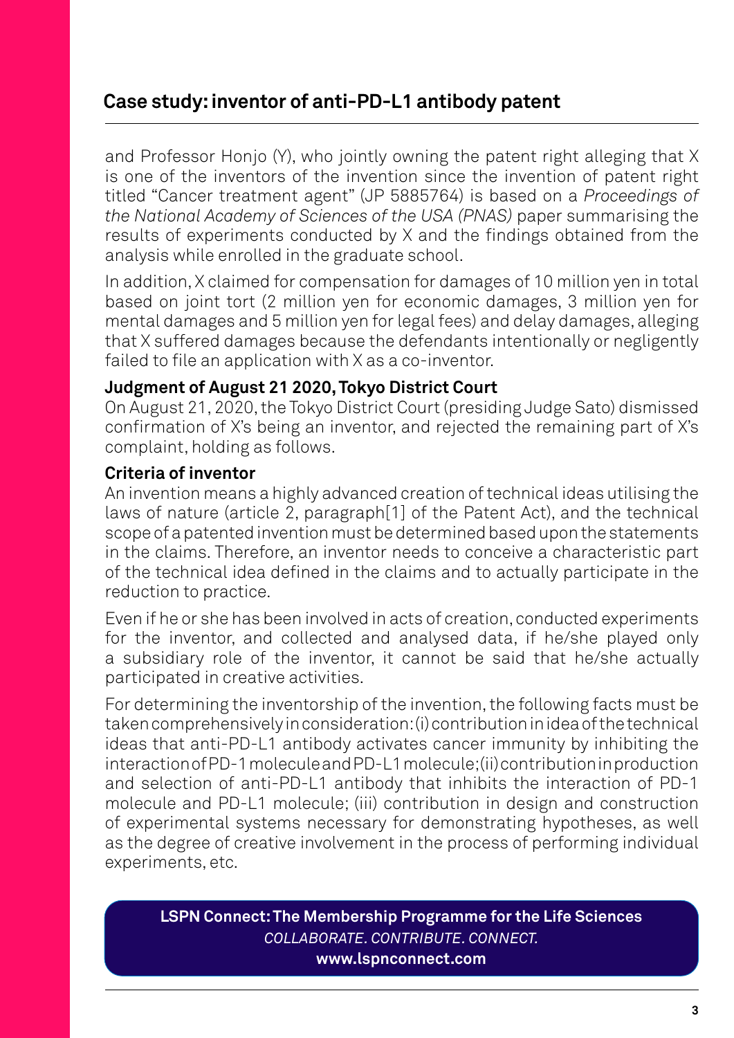## Case study: inventor of anti-PD-L1 antibody patent

and Professor Honjo (Y), who jointly owning the patent right alleging that X is one of the inventors of the invention since the invention of patent right titled "Cancer treatment agent" (JP 5885764) is based on a *Proceedings of the National Academy of Sciences of the USA (PNAS)* paper summarising the results of experiments conducted by X and the findings obtained from the analysis while enrolled in the graduate school.

In addition, X claimed for compensation for damages of 10 million yen in total based on joint tort (2 million yen for economic damages, 3 million yen for mental damages and 5 million yen for legal fees) and delay damages, alleging that X suffered damages because the defendants intentionally or negligently failed to file an application with X as a co-inventor.

**Judgment of August 21 2020, Tokyo District Court**

On August 21, 2020, the Tokyo District Court (presiding Judge Sato) dismissed confirmation of X's being an inventor, and rejected the remaining part of X's complaint, holding as follows.

**Criteria of inventor**

An invention means a highly advanced creation of technical ideas utilising the laws of nature (article 2, paragraph[1] of the Patent Act), and the technical scope of a patented invention must be determined based upon the statements in the claims. Therefore, an inventor needs to conceive a characteristic part of the technical idea defined in the claims and to actually participate in the reduction to practice.

Even if he or she has been involved in acts of creation, conducted experiments for the inventor, and collected and analysed data, if he/she played only a subsidiary role of the inventor, it cannot be said that he/she actually participated in creative activities.

For determining the inventorship of the invention, the following facts must be taken comprehensively in consideration: (i) contribution in idea of the technical ideas that anti-PD-L1 antibody activates cancer immunity by inhibiting the interaction of PD-1 molecule and PD-L1 molecule; (ii) contribution in production and selection of anti-PD-L1 antibody that inhibits the interaction of PD-1 molecule and PD-L1 molecule; (iii) contribution in design and construction of experimental systems necessary for demonstrating hypotheses, as well as the degree of creative involvement in the process of performing individual experiments, etc.

**LSPN Connect: The Membership Programme for the Life Sciences**
*COLLABORATE. CONTRIBUTE. CONNECT.*
**www.lspnconnect.com**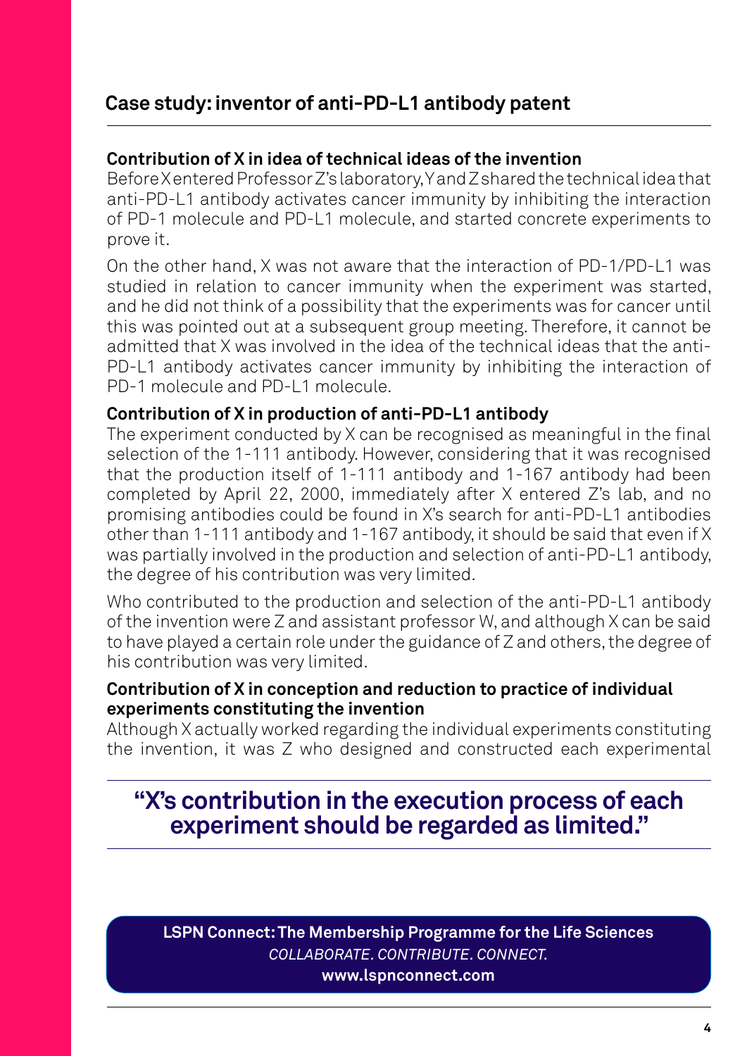## Case study: inventor of anti-PD-L1 antibody patent

### Contribution of X in idea of technical ideas of the invention

Before X entered Professor Z's laboratory, Y and Z shared the technical idea that anti-PD-L1 antibody activates cancer immunity by inhibiting the interaction of PD-1 molecule and PD-L1 molecule, and started concrete experiments to prove it.

On the other hand, X was not aware that the interaction of PD-1/PD-L1 was studied in relation to cancer immunity when the experiment was started, and he did not think of a possibility that the experiments was for cancer until this was pointed out at a subsequent group meeting. Therefore, it cannot be admitted that X was involved in the idea of the technical ideas that the anti-PD-L1 antibody activates cancer immunity by inhibiting the interaction of PD-1 molecule and PD-L1 molecule.

### Contribution of X in production of anti-PD-L1 antibody

The experiment conducted by X can be recognised as meaningful in the final selection of the 1-111 antibody. However, considering that it was recognised that the production itself of 1-111 antibody and 1-167 antibody had been completed by April 22, 2000, immediately after X entered Z's lab, and no promising antibodies could be found in X's search for anti-PD-L1 antibodies other than 1-111 antibody and 1-167 antibody, it should be said that even if X was partially involved in the production and selection of anti-PD-L1 antibody, the degree of his contribution was very limited.

Who contributed to the production and selection of the anti-PD-L1 antibody of the invention were Z and assistant professor W, and although X can be said to have played a certain role under the guidance of Z and others, the degree of his contribution was very limited.

### Contribution of X in conception and reduction to practice of individual experiments constituting the invention

Although X actually worked regarding the individual experiments constituting the invention, it was Z who designed and constructed each experimental

> **"X's contribution in the execution process of each experiment should be regarded as limited."**

**LSPN Connect: The Membership Programme for the Life Sciences**
*COLLABORATE. CONTRIBUTE. CONNECT.*
**www.lspnconnect.com**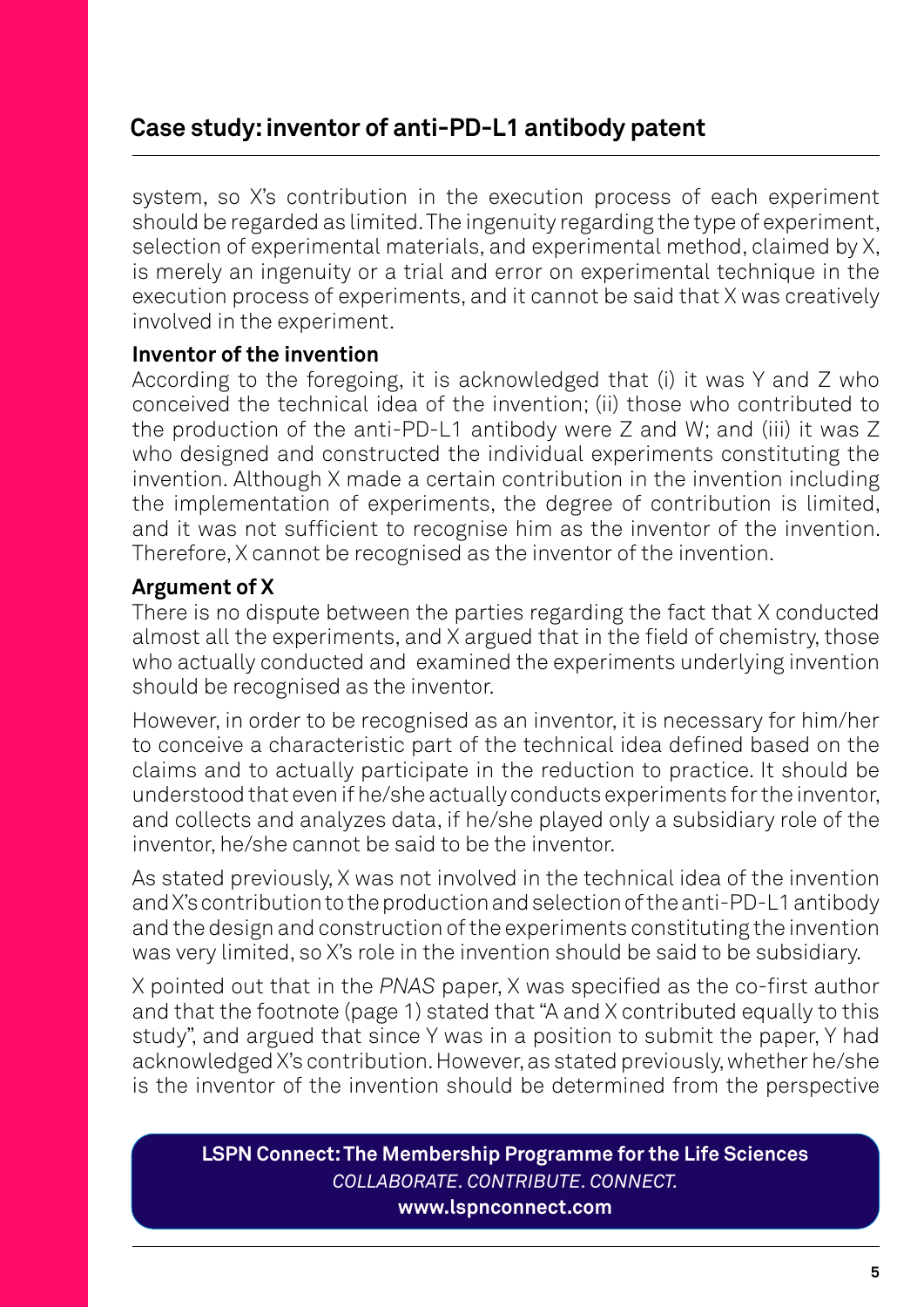system, so X's contribution in the execution process of each experiment should be regarded as limited. The ingenuity regarding the type of experiment, selection of experimental materials, and experimental method, claimed by X, is merely an ingenuity or a trial and error on experimental technique in the execution process of experiments, and it cannot be said that X was creatively involved in the experiment.

**Inventor of the invention**

According to the foregoing, it is acknowledged that (i) it was Y and Z who conceived the technical idea of the invention; (ii) those who contributed to the production of the anti-PD-L1 antibody were Z and W; and (iii) it was Z who designed and constructed the individual experiments constituting the invention. Although X made a certain contribution in the invention including the implementation of experiments, the degree of contribution is limited, and it was not sufficient to recognise him as the inventor of the invention. Therefore, X cannot be recognised as the inventor of the invention.

**Argument of X**

There is no dispute between the parties regarding the fact that X conducted almost all the experiments, and X argued that in the field of chemistry, those who actually conducted and examined the experiments underlying invention should be recognised as the inventor.

However, in order to be recognised as an inventor, it is necessary for him/her to conceive a characteristic part of the technical idea defined based on the claims and to actually participate in the reduction to practice. It should be understood that even if he/she actually conducts experiments for the inventor, and collects and analyzes data, if he/she played only a subsidiary role of the inventor, he/she cannot be said to be the inventor.

As stated previously, X was not involved in the technical idea of the invention and X's contribution to the production and selection of the anti-PD-L1 antibody and the design and construction of the experiments constituting the invention was very limited, so X's role in the invention should be said to be subsidiary.

X pointed out that in the *PNAS* paper, X was specified as the co-first author and that the footnote (page 1) stated that "A and X contributed equally to this study", and argued that since Y was in a position to submit the paper, Y had acknowledged X's contribution. However, as stated previously, whether he/she is the inventor of the invention should be determined from the perspective

**LSPN Connect: The Membership Programme for the Life Sciences**
*COLLABORATE. CONTRIBUTE. CONNECT.*
**www.lspnconnect.com**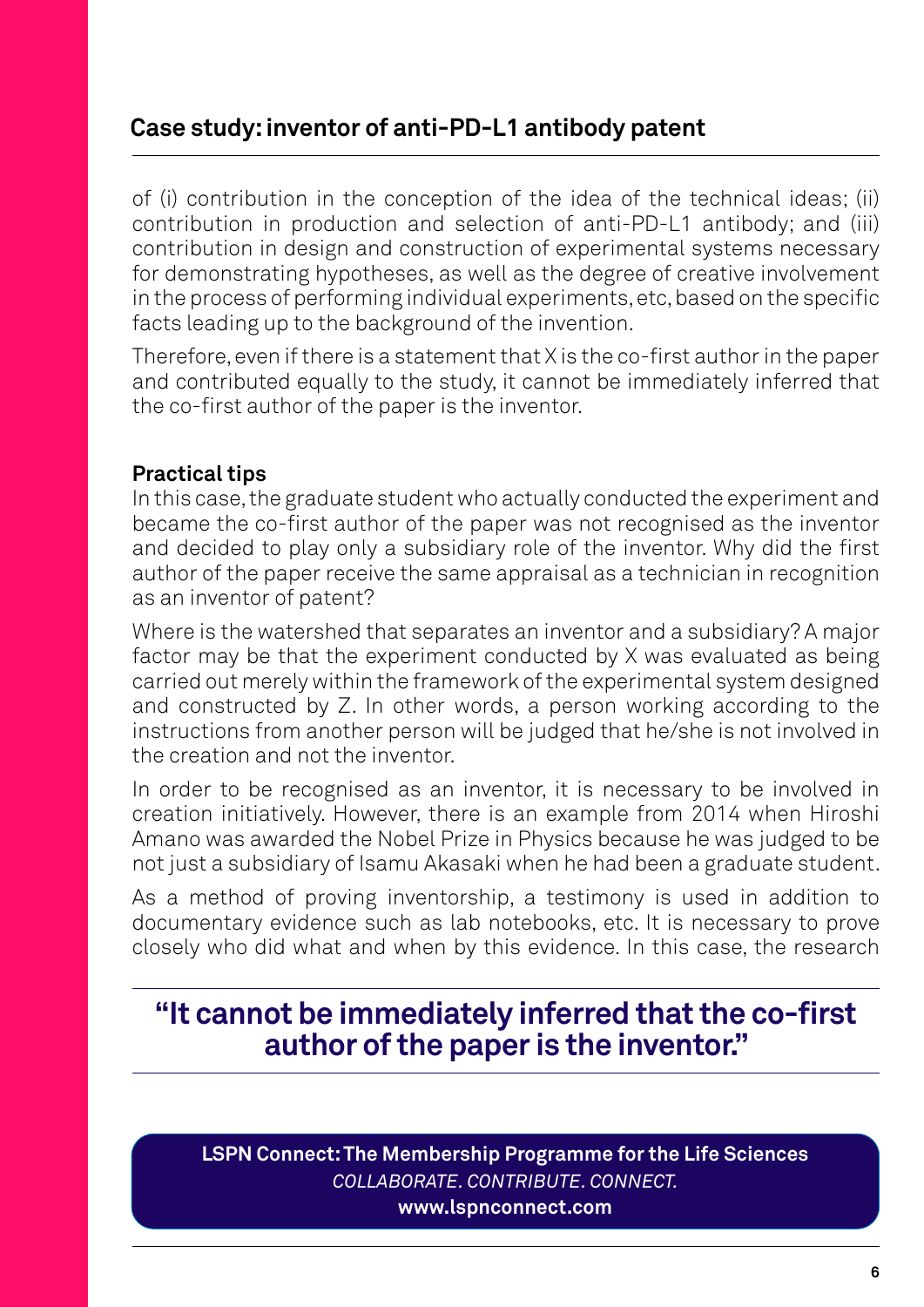## Case study: inventor of anti-PD-L1 antibody patent

of (i) contribution in the conception of the idea of the technical ideas; (ii) contribution in production and selection of anti-PD-L1 antibody; and (iii) contribution in design and construction of experimental systems necessary for demonstrating hypotheses, as well as the degree of creative involvement in the process of performing individual experiments, etc, based on the specific facts leading up to the background of the invention.

Therefore, even if there is a statement that X is the co-first author in the paper and contributed equally to the study, it cannot be immediately inferred that the co-first author of the paper is the inventor.

**Practical tips**

In this case, the graduate student who actually conducted the experiment and became the co-first author of the paper was not recognised as the inventor and decided to play only a subsidiary role of the inventor. Why did the first author of the paper receive the same appraisal as a technician in recognition as an inventor of patent?

Where is the watershed that separates an inventor and a subsidiary? A major factor may be that the experiment conducted by X was evaluated as being carried out merely within the framework of the experimental system designed and constructed by Z. In other words, a person working according to the instructions from another person will be judged that he/she is not involved in the creation and not the inventor.

In order to be recognised as an inventor, it is necessary to be involved in creation initiatively. However, there is an example from 2014 when Hiroshi Amano was awarded the Nobel Prize in Physics because he was judged to be not just a subsidiary of Isamu Akasaki when he had been a graduate student.

As a method of proving inventorship, a testimony is used in addition to documentary evidence such as lab notebooks, etc. It is necessary to prove closely who did what and when by this evidence. In this case, the research

**"It cannot be immediately inferred that the co-first author of the paper is the inventor."**

**LSPN Connect: The Membership Programme for the Life Sciences**
*COLLABORATE. CONTRIBUTE. CONNECT.*
**www.lspnconnect.com**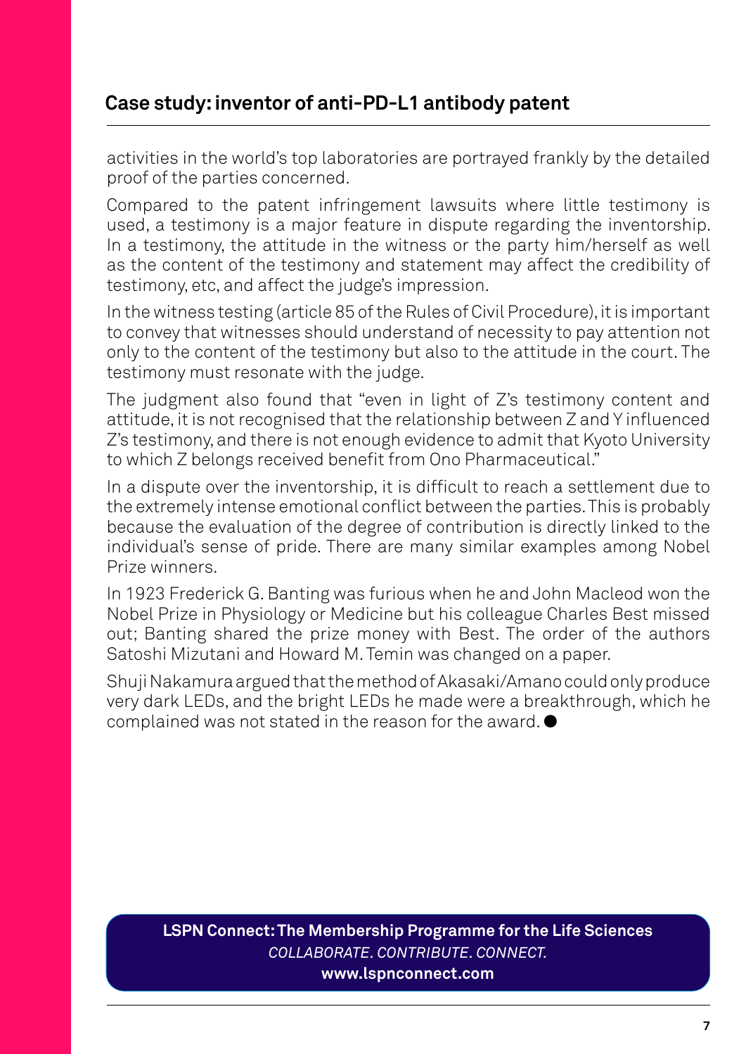## Case study: inventor of anti-PD-L1 antibody patent

activities in the world's top laboratories are portrayed frankly by the detailed proof of the parties concerned.

Compared to the patent infringement lawsuits where little testimony is used, a testimony is a major feature in dispute regarding the inventorship. In a testimony, the attitude in the witness or the party him/herself as well as the content of the testimony and statement may affect the credibility of testimony, etc, and affect the judge's impression.

In the witness testing (article 85 of the Rules of Civil Procedure), it is important to convey that witnesses should understand of necessity to pay attention not only to the content of the testimony but also to the attitude in the court. The testimony must resonate with the judge.

The judgment also found that "even in light of Z's testimony content and attitude, it is not recognised that the relationship between Z and Y influenced Z's testimony, and there is not enough evidence to admit that Kyoto University to which Z belongs received benefit from Ono Pharmaceutical."

In a dispute over the inventorship, it is difficult to reach a settlement due to the extremely intense emotional conflict between the parties. This is probably because the evaluation of the degree of contribution is directly linked to the individual's sense of pride. There are many similar examples among Nobel Prize winners.

In 1923 Frederick G. Banting was furious when he and John Macleod won the Nobel Prize in Physiology or Medicine but his colleague Charles Best missed out; Banting shared the prize money with Best. The order of the authors Satoshi Mizutani and Howard M. Temin was changed on a paper.

Shuji Nakamura argued that the method of Akasaki/Amano could only produce very dark LEDs, and the bright LEDs he made were a breakthrough, which he complained was not stated in the reason for the award. ●

**LSPN Connect: The Membership Programme for the Life Sciences**
*COLLABORATE. CONTRIBUTE. CONNECT.*
**www.lspnconnect.com**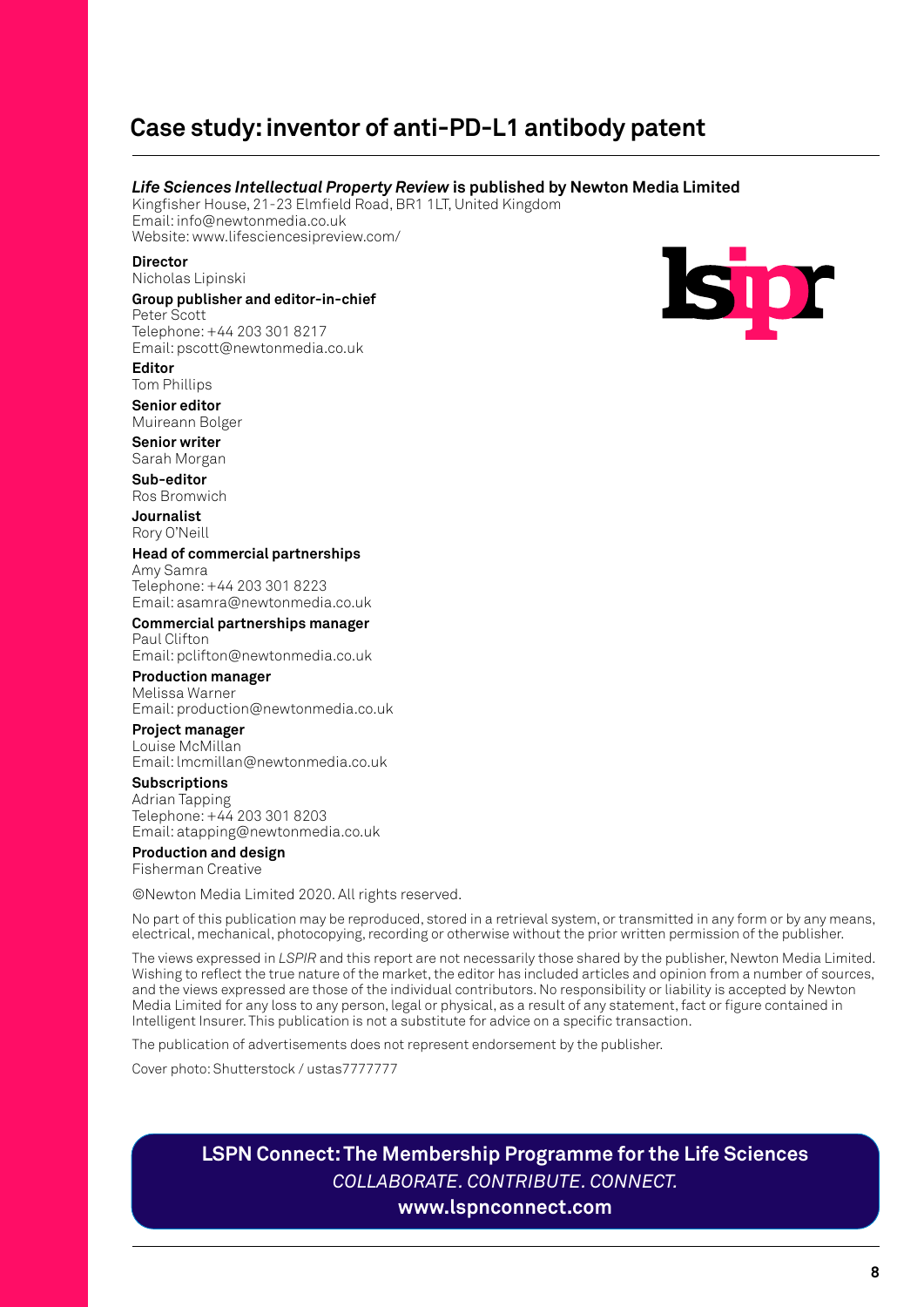# Case study: inventor of anti-PD-L1 antibody patent

***Life Sciences Intellectual Property Review*** **is published by Newton Media Limited**
Kingfisher House, 21-23 Elmfield Road, BR1 1LT, United Kingdom
Email: info@newtonmedia.co.uk
Website: www.lifesciencesipreview.com/

**Director**
Nicholas Lipinski

**Group publisher and editor-in-chief**
Peter Scott
Telephone: +44 203 301 8217
Email: pscott@newtonmedia.co.uk

**Editor**
Tom Phillips

**Senior editor**
Muireann Bolger

**Senior writer**
Sarah Morgan

**Sub-editor**
Ros Bromwich

**Journalist**
Rory O'Neill

**Head of commercial partnerships**
Amy Samra
Telephone: +44 203 301 8223
Email: asamra@newtonmedia.co.uk

**Commercial partnerships manager**
Paul Clifton
Email: pclifton@newtonmedia.co.uk

**Production manager**
Melissa Warner
Email: production@newtonmedia.co.uk

**Project manager**
Louise McMillan
Email: lmcmillan@newtonmedia.co.uk

**Subscriptions**
Adrian Tapping
Telephone: +44 203 301 8203
Email: atapping@newtonmedia.co.uk

**Production and design**
Fisherman Creative

©Newton Media Limited 2020. All rights reserved.

No part of this publication may be reproduced, stored in a retrieval system, or transmitted in any form or by any means, electrical, mechanical, photocopying, recording or otherwise without the prior written permission of the publisher.

The views expressed in *LSPIR* and this report are not necessarily those shared by the publisher, Newton Media Limited. Wishing to reflect the true nature of the market, the editor has included articles and opinion from a number of sources, and the views expressed are those of the individual contributors. No responsibility or liability is accepted by Newton Media Limited for any loss to any person, legal or physical, as a result of any statement, fact or figure contained in Intelligent Insurer. This publication is not a substitute for advice on a specific transaction.

The publication of advertisements does not represent endorsement by the publisher.

Cover photo: Shutterstock / ustas7777777

**LSPN Connect: The Membership Programme for the Life Sciences**
*COLLABORATE. CONTRIBUTE. CONNECT.*
**www.lspnconnect.com**